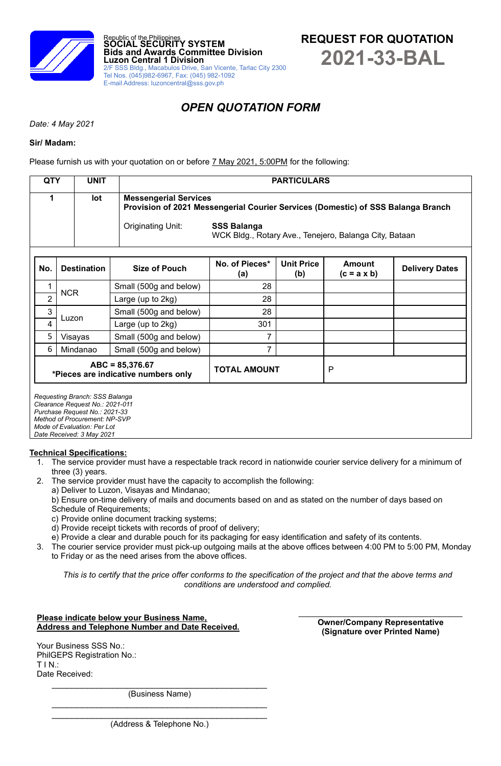Republic of the Philippines
**SOCIAL SECURITY SYSTEM**
**Bids and Awards Committee Division**
**Luzon Central 1 Division**
2/F SSS Bldg., Macabulos Drive, San Vicente, Tarlac City 2300
Tel Nos. (045)982-6967, Fax: (045) 982-1092
E-mail Address: luzoncentral@sss.gov.ph

# REQUEST FOR QUOTATION
# 2021-33-BAL

## *OPEN QUOTATION FORM*

*Date: 4 May 2021*

**Sir/ Madam:**

Please furnish us with your quotation on or before 7 May 2021, 5:00PM for the following:

| QTY | UNIT | PARTICULARS |
|---|---|---|
| 1 | lot | **Messengerial Services**<br>**Provision of 2021 Messengerial Courier Services (Domestic) of SSS Balanga Branch**<br><br>Originating Unit: **SSS Balanga**<br>WCK Bldg., Rotary Ave., Tenejero, Balanga City, Bataan |

| No. | Destination | Size of Pouch | No. of Pieces* (a) | Unit Price (b) | Amount (c = a x b) | Delivery Dates |
|---|---|---|---|---|---|---|
| 1 | NCR | Small (500g and below) | 28 | | | |
| 2 | | Large (up to 2kg) | 28 | | | |
| 3 | Luzon | Small (500g and below) | 28 | | | |
| 4 | | Large (up to 2kg) | 301 | | | |
| 5 | Visayas | Small (500g and below) | 7 | | | |
| 6 | Mindanao | Small (500g and below) | 7 | | | |
| ABC = 85,376.67<br>*Pieces are indicative numbers only | | | **TOTAL AMOUNT** | | P | |

*Requesting Branch: SSS Balanga*
*Clearance Request No.: 2021-011*
*Purchase Request No.: 2021-33*
*Method of Procurement: NP-SVP*
*Mode of Evaluation: Per Lot*
*Date Received: 3 May 2021*

**Technical Specifications:**

1. The service provider must have a respectable track record in nationwide courier service delivery for a minimum of three (3) years.
2. The service provider must have the capacity to accomplish the following:
   a) Deliver to Luzon, Visayas and Mindanao;
   b) Ensure on-time delivery of mails and documents based on and as stated on the number of days based on Schedule of Requirements;
   c) Provide online document tracking systems;
   d) Provide receipt tickets with records of proof of delivery;
   e) Provide a clear and durable pouch for its packaging for easy identification and safety of its contents.
3. The courier service provider must pick-up outgoing mails at the above offices between 4:00 PM to 5:00 PM, Monday to Friday or as the need arises from the above offices.

*This is to certify that the price offer conforms to the specification of the project and that the above terms and conditions are understood and complied.*

**Please indicate below your Business Name, Address and Telephone Number and Date Received.**

_________________________________
**Owner/Company Representative**
**(Signature over Printed Name)**

Your Business SSS No.:
PhilGEPS Registration No.:
T I N.:
Date Received:

_______________________________________________
(Business Name)

_______________________________________________
_______________________________________________
(Address & Telephone No.)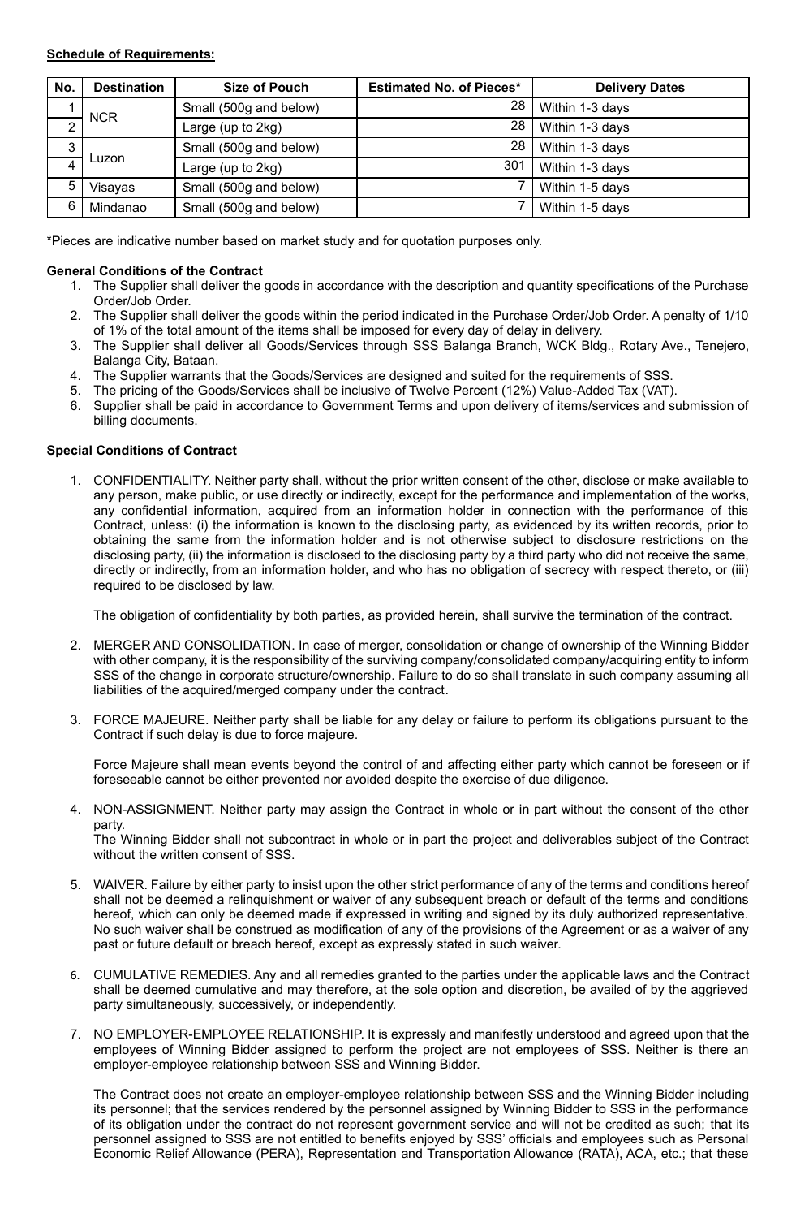**Schedule of Requirements:**

| No. | Destination | Size of Pouch | Estimated No. of Pieces* | Delivery Dates |
|---|---|---|---|---|
| 1 | NCR | Small (500g and below) | 28 | Within 1-3 days |
| 2 | | Large (up to 2kg) | 28 | Within 1-3 days |
| 3 | Luzon | Small (500g and below) | 28 | Within 1-3 days |
| 4 | | Large (up to 2kg) | 301 | Within 1-3 days |
| 5 | Visayas | Small (500g and below) | 7 | Within 1-5 days |
| 6 | Mindanao | Small (500g and below) | 7 | Within 1-5 days |

*Pieces are indicative number based on market study and for quotation purposes only.

**General Conditions of the Contract**

1. The Supplier shall deliver the goods in accordance with the description and quantity specifications of the Purchase Order/Job Order.
2. The Supplier shall deliver the goods within the period indicated in the Purchase Order/Job Order. A penalty of 1/10 of 1% of the total amount of the items shall be imposed for every day of delay in delivery.
3. The Supplier shall deliver all Goods/Services through SSS Balanga Branch, WCK Bldg., Rotary Ave., Tenejero, Balanga City, Bataan.
4. The Supplier warrants that the Goods/Services are designed and suited for the requirements of SSS.
5. The pricing of the Goods/Services shall be inclusive of Twelve Percent (12%) Value-Added Tax (VAT).
6. Supplier shall be paid in accordance to Government Terms and upon delivery of items/services and submission of billing documents.

**Special Conditions of Contract**

1. CONFIDENTIALITY. Neither party shall, without the prior written consent of the other, disclose or make available to any person, make public, or use directly or indirectly, except for the performance and implementation of the works, any confidential information, acquired from an information holder in connection with the performance of this Contract, unless: (i) the information is known to the disclosing party, as evidenced by its written records, prior to obtaining the same from the information holder and is not otherwise subject to disclosure restrictions on the disclosing party, (ii) the information is disclosed to the disclosing party by a third party who did not receive the same, directly or indirectly, from an information holder, and who has no obligation of secrecy with respect thereto, or (iii) required to be disclosed by law.

   The obligation of confidentiality by both parties, as provided herein, shall survive the termination of the contract.

2. MERGER AND CONSOLIDATION. In case of merger, consolidation or change of ownership of the Winning Bidder with other company, it is the responsibility of the surviving company/consolidated company/acquiring entity to inform SSS of the change in corporate structure/ownership. Failure to do so shall translate in such company assuming all liabilities of the acquired/merged company under the contract.

3. FORCE MAJEURE. Neither party shall be liable for any delay or failure to perform its obligations pursuant to the Contract if such delay is due to force majeure.

   Force Majeure shall mean events beyond the control of and affecting either party which cannot be foreseen or if foreseeable cannot be either prevented nor avoided despite the exercise of due diligence.

4. NON-ASSIGNMENT. Neither party may assign the Contract in whole or in part without the consent of the other party.
   The Winning Bidder shall not subcontract in whole or in part the project and deliverables subject of the Contract without the written consent of SSS.

5. WAIVER. Failure by either party to insist upon the other strict performance of any of the terms and conditions hereof shall not be deemed a relinquishment or waiver of any subsequent breach or default of the terms and conditions hereof, which can only be deemed made if expressed in writing and signed by its duly authorized representative. No such waiver shall be construed as modification of any of the provisions of the Agreement or as a waiver of any past or future default or breach hereof, except as expressly stated in such waiver.

6. CUMULATIVE REMEDIES. Any and all remedies granted to the parties under the applicable laws and the Contract shall be deemed cumulative and may therefore, at the sole option and discretion, be availed of by the aggrieved party simultaneously, successively, or independently.

7. NO EMPLOYER-EMPLOYEE RELATIONSHIP. It is expressly and manifestly understood and agreed upon that the employees of Winning Bidder assigned to perform the project are not employees of SSS. Neither is there an employer-employee relationship between SSS and Winning Bidder.

   The Contract does not create an employer-employee relationship between SSS and the Winning Bidder including its personnel; that the services rendered by the personnel assigned by Winning Bidder to SSS in the performance of its obligation under the contract do not represent government service and will not be credited as such; that its personnel assigned to SSS are not entitled to benefits enjoyed by SSS' officials and employees such as Personal Economic Relief Allowance (PERA), Representation and Transportation Allowance (RATA), ACA, etc.; that these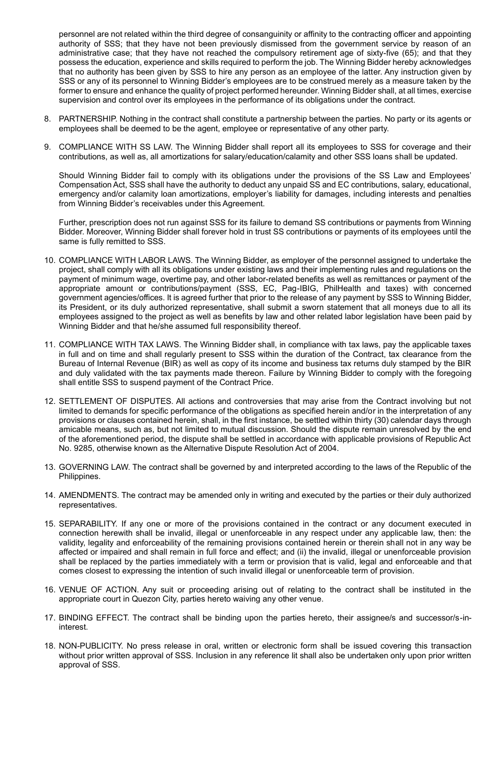personnel are not related within the third degree of consanguinity or affinity to the contracting officer and appointing authority of SSS; that they have not been previously dismissed from the government service by reason of an administrative case; that they have not reached the compulsory retirement age of sixty-five (65); and that they possess the education, experience and skills required to perform the job. The Winning Bidder hereby acknowledges that no authority has been given by SSS to hire any person as an employee of the latter. Any instruction given by SSS or any of its personnel to Winning Bidder's employees are to be construed merely as a measure taken by the former to ensure and enhance the quality of project performed hereunder. Winning Bidder shall, at all times, exercise supervision and control over its employees in the performance of its obligations under the contract.

8. PARTNERSHIP. Nothing in the contract shall constitute a partnership between the parties. No party or its agents or employees shall be deemed to be the agent, employee or representative of any other party.

9. COMPLIANCE WITH SS LAW. The Winning Bidder shall report all its employees to SSS for coverage and their contributions, as well as, all amortizations for salary/education/calamity and other SSS loans shall be updated.

   Should Winning Bidder fail to comply with its obligations under the provisions of the SS Law and Employees' Compensation Act, SSS shall have the authority to deduct any unpaid SS and EC contributions, salary, educational, emergency and/or calamity loan amortizations, employer's liability for damages, including interests and penalties from Winning Bidder's receivables under this Agreement.

   Further, prescription does not run against SSS for its failure to demand SS contributions or payments from Winning Bidder. Moreover, Winning Bidder shall forever hold in trust SS contributions or payments of its employees until the same is fully remitted to SSS.

10. COMPLIANCE WITH LABOR LAWS. The Winning Bidder, as employer of the personnel assigned to undertake the project, shall comply with all its obligations under existing laws and their implementing rules and regulations on the payment of minimum wage, overtime pay, and other labor-related benefits as well as remittances or payment of the appropriate amount or contributions/payment (SSS, EC, Pag-IBIG, PhilHealth and taxes) with concerned government agencies/offices. It is agreed further that prior to the release of any payment by SSS to Winning Bidder, its President, or its duly authorized representative, shall submit a sworn statement that all moneys due to all its employees assigned to the project as well as benefits by law and other related labor legislation have been paid by Winning Bidder and that he/she assumed full responsibility thereof.

11. COMPLIANCE WITH TAX LAWS. The Winning Bidder shall, in compliance with tax laws, pay the applicable taxes in full and on time and shall regularly present to SSS within the duration of the Contract, tax clearance from the Bureau of Internal Revenue (BIR) as well as copy of its income and business tax returns duly stamped by the BIR and duly validated with the tax payments made thereon. Failure by Winning Bidder to comply with the foregoing shall entitle SSS to suspend payment of the Contract Price.

12. SETTLEMENT OF DISPUTES. All actions and controversies that may arise from the Contract involving but not limited to demands for specific performance of the obligations as specified herein and/or in the interpretation of any provisions or clauses contained herein, shall, in the first instance, be settled within thirty (30) calendar days through amicable means, such as, but not limited to mutual discussion. Should the dispute remain unresolved by the end of the aforementioned period, the dispute shall be settled in accordance with applicable provisions of Republic Act No. 9285, otherwise known as the Alternative Dispute Resolution Act of 2004.

13. GOVERNING LAW. The contract shall be governed by and interpreted according to the laws of the Republic of the Philippines.

14. AMENDMENTS. The contract may be amended only in writing and executed by the parties or their duly authorized representatives.

15. SEPARABILITY. If any one or more of the provisions contained in the contract or any document executed in connection herewith shall be invalid, illegal or unenforceable in any respect under any applicable law, then: the validity, legality and enforceability of the remaining provisions contained herein or therein shall not in any way be affected or impaired and shall remain in full force and effect; and (ii) the invalid, illegal or unenforceable provision shall be replaced by the parties immediately with a term or provision that is valid, legal and enforceable and that comes closest to expressing the intention of such invalid illegal or unenforceable term of provision.

16. VENUE OF ACTION. Any suit or proceeding arising out of relating to the contract shall be instituted in the appropriate court in Quezon City, parties hereto waiving any other venue.

17. BINDING EFFECT. The contract shall be binding upon the parties hereto, their assignee/s and successor/s-in-interest.

18. NON-PUBLICITY. No press release in oral, written or electronic form shall be issued covering this transaction without prior written approval of SSS. Inclusion in any reference lit shall also be undertaken only upon prior written approval of SSS.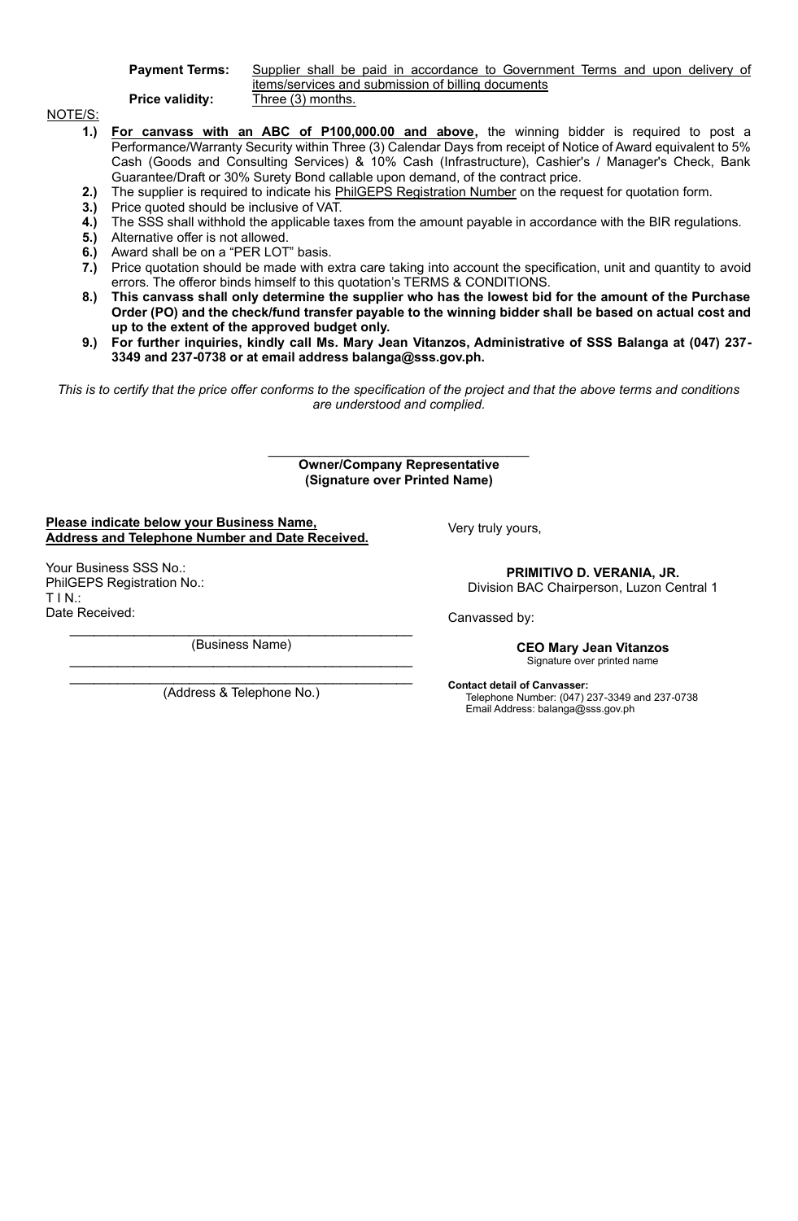**Payment Terms:** Supplier shall be paid in accordance to Government Terms and upon delivery of items/services and submission of billing documents

**Price validity:** Three (3) months.

NOTE/S:

1. **For canvass with an ABC of P100,000.00 and above,** the winning bidder is required to post a Performance/Warranty Security within Three (3) Calendar Days from receipt of Notice of Award equivalent to 5% Cash (Goods and Consulting Services) & 10% Cash (Infrastructure), Cashier's / Manager's Check, Bank Guarantee/Draft or 30% Surety Bond callable upon demand, of the contract price.
2. The supplier is required to indicate his PhilGEPS Registration Number on the request for quotation form.
3. Price quoted should be inclusive of VAT.
4. The SSS shall withhold the applicable taxes from the amount payable in accordance with the BIR regulations.
5. Alternative offer is not allowed.
6. Award shall be on a "PER LOT" basis.
7. Price quotation should be made with extra care taking into account the specification, unit and quantity to avoid errors. The offeror binds himself to this quotation's TERMS & CONDITIONS.
8. **This canvass shall only determine the supplier who has the lowest bid for the amount of the Purchase Order (PO) and the check/fund transfer payable to the winning bidder shall be based on actual cost and up to the extent of the approved budget only.**
9. **For further inquiries, kindly call Ms. Mary Jean Vitanzos, Administrative of SSS Balanga at (047) 237-3349 and 237-0738 or at email address balanga@sss.gov.ph.**

*This is to certify that the price offer conforms to the specification of the project and that the above terms and conditions are understood and complied.*

\_\_\_\_\_\_\_\_\_\_\_\_\_\_\_\_\_\_\_\_\_\_\_\_\_\_\_\_\_\_\_\_\_\_\_\_

**Owner/Company Representative**
**(Signature over Printed Name)**

**Please indicate below your Business Name, Address and Telephone Number and Date Received.**

Your Business SSS No.:
PhilGEPS Registration No.:
T I N.:
Date Received:

\_\_\_\_\_\_\_\_\_\_\_\_\_\_\_\_\_\_\_\_\_\_\_\_\_\_\_\_\_\_\_\_\_\_\_\_\_\_\_\_\_\_\_\_\_\_

(Business Name)

\_\_\_\_\_\_\_\_\_\_\_\_\_\_\_\_\_\_\_\_\_\_\_\_\_\_\_\_\_\_\_\_\_\_\_\_\_\_\_\_\_\_\_\_\_\_

\_\_\_\_\_\_\_\_\_\_\_\_\_\_\_\_\_\_\_\_\_\_\_\_\_\_\_\_\_\_\_\_\_\_\_\_\_\_\_\_\_\_\_\_\_\_

(Address & Telephone No.)

Very truly yours,

**PRIMITIVO D. VERANIA, JR.**
Division BAC Chairperson, Luzon Central 1

Canvassed by:

**CEO Mary Jean Vitanzos**
Signature over printed name

**Contact detail of Canvasser:**
Telephone Number: (047) 237-3349 and 237-0738
Email Address: balanga@sss.gov.ph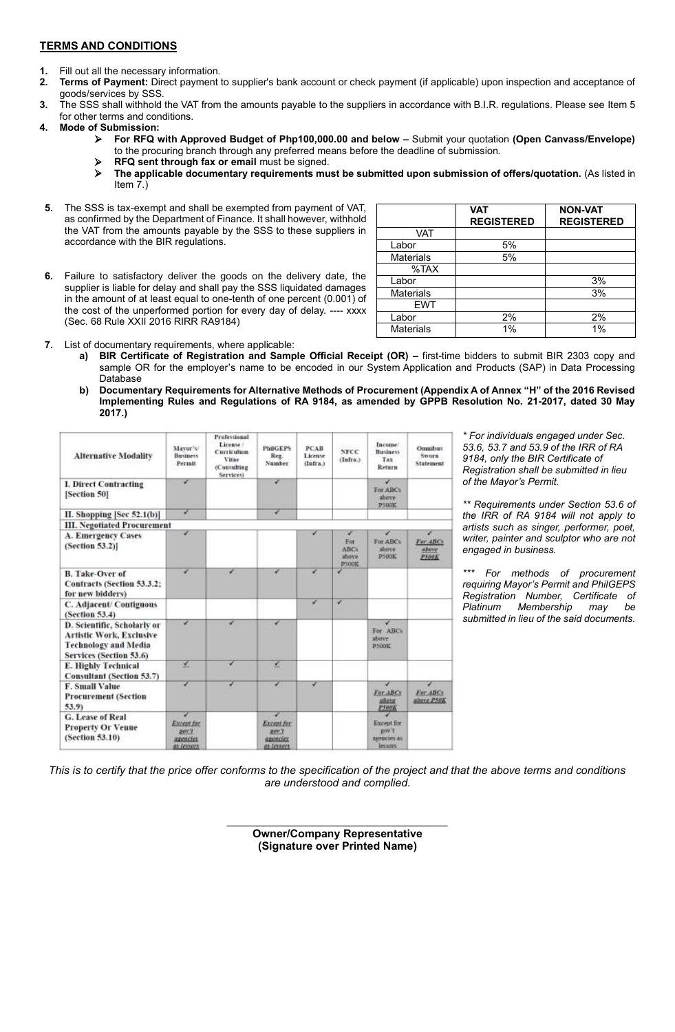## TERMS AND CONDITIONS

1. Fill out all the necessary information.
2. **Terms of Payment:** Direct payment to supplier's bank account or check payment (if applicable) upon inspection and acceptance of goods/services by SSS.
3. The SSS shall withhold the VAT from the amounts payable to the suppliers in accordance with B.I.R. regulations. Please see Item 5 for other terms and conditions.
4. **Mode of Submission:**
   - **For RFQ with Approved Budget of Php100,000.00 and below –** Submit your quotation **(Open Canvass/Envelope)** to the procuring branch through any preferred means before the deadline of submission.
   - **RFQ sent through fax or email** must be signed.
   - **The applicable documentary requirements must be submitted upon submission of offers/quotation.** (As listed in Item 7.)

5. The SSS is tax-exempt and shall be exempted from payment of VAT, as confirmed by the Department of Finance. It shall however, withhold the VAT from the amounts payable by the SSS to these suppliers in accordance with the BIR regulations.

6. Failure to satisfactory deliver the goods on the delivery date, the supplier is liable for delay and shall pay the SSS liquidated damages in the amount of at least equal to one-tenth of one percent (0.001) of the cost of the unperformed portion for every day of delay. ---- xxxx (Sec. 68 Rule XXII 2016 RIRR RA9184)

| | VAT REGISTERED | NON-VAT REGISTERED |
|---|---|---|
| VAT | | |
| Labor | 5% | |
| Materials | 5% | |
| %TAX | | |
| Labor | | 3% |
| Materials | | 3% |
| EWT | | |
| Labor | 2% | 2% |
| Materials | 1% | 1% |

7. List of documentary requirements, where applicable:
   a) **BIR Certificate of Registration and Sample Official Receipt (OR) –** first-time bidders to submit BIR 2303 copy and sample OR for the employer's name to be encoded in our System Application and Products (SAP) in Data Processing Database
   b) **Documentary Requirements for Alternative Methods of Procurement (Appendix A of Annex "H" of the 2016 Revised Implementing Rules and Regulations of RA 9184, as amended by GPPB Resolution No. 21-2017, dated 30 May 2017.)**

| Alternative Modality | Mayor's/ Business Permit | Professional License / Curriculum Vitae (Consulting Services) | PhilGEPS Reg. Number | PCAB License (Infra.) | NFCC (Infra.) | Income/ Business Tax Return | Omnibus Sworn Statement |
|---|---|---|---|---|---|---|---|
| I. Direct Contracting [Section 50] | ✓ | | ✓ | | | ✓ For ABCs above P500K | |
| II. Shopping [Sec 52.1(b)] | ✓ | | ✓ | | | | |
| III. Negotiated Procurement | | | | | | | |
| A. Emergency Cases (Section 53.2)] | ✓ | | | ✓ | ✓ For ABCs above P500K | ✓ For ABCs above P500K | ✓ For ABCs above P500K |
| B. Take-Over of Contracts (Section 53.3.2; for new bidders) | ✓ | ✓ | ✓ | ✓ | ✓ | | |
| C. Adjacent/ Contiguous (Section 53.4) | | | | ✓ | ✓ | | |
| D. Scientific, Scholarly or Artistic Work, Exclusive Technology and Media Services (Section 53.6) | ✓ | ✓ | ✓ | | | ✓ For ABCs above P500K | |
| E. Highly Technical Consultant (Section 53.7) | ✓ | ✓ | ✓ | | | | |
| F. Small Value Procurement (Section 53.9) | ✓ | ✓ | ✓ | ✓ | | ✓ For ABCs above P500K | ✓ For ABCs above P50K |
| G. Lease of Real Property Or Venue (Section 53.10) | ✓ Except for gov't agencies as lessors | | ✓ Except for gov't agencies as lessors | | | ✓ Except for gov't agencies as lessors | |

*\* For individuals engaged under Sec. 53.6, 53.7 and 53.9 of the IRR of RA 9184, only the BIR Certificate of Registration shall be submitted in lieu of the Mayor's Permit.*

*\*\* Requirements under Section 53.6 of the IRR of RA 9184 will not apply to artists such as singer, performer, poet, writer, painter and sculptor who are not engaged in business.*

*\*\*\* For methods of procurement requiring Mayor's Permit and PhilGEPS Registration Number, Certificate of Platinum Membership may be submitted in lieu of the said documents.*

*This is to certify that the price offer conforms to the specification of the project and that the above terms and conditions are understood and complied.*

\_\_\_\_\_\_\_\_\_\_\_\_\_\_\_\_\_\_\_\_\_\_\_\_\_\_\_\_\_\_\_\_\_\_\_\_

**Owner/Company Representative**
**(Signature over Printed Name)**